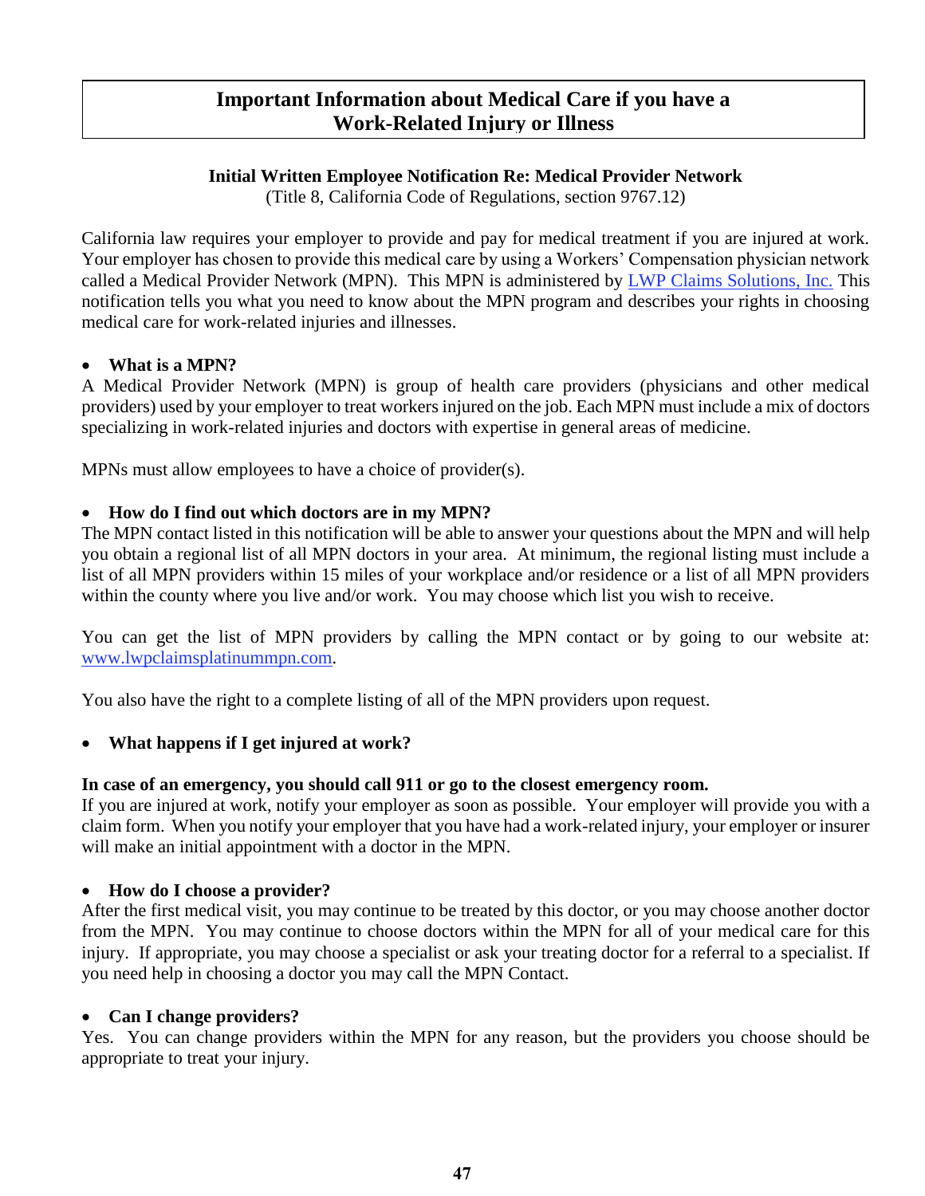# Important Information about Medical Care if you have a Work-Related Injury or Illness

**Initial Written Employee Notification Re: Medical Provider Network**
(Title 8, California Code of Regulations, section 9767.12)

California law requires your employer to provide and pay for medical treatment if you are injured at work. Your employer has chosen to provide this medical care by using a Workers' Compensation physician network called a Medical Provider Network (MPN). This MPN is administered by LWP Claims Solutions, Inc. This notification tells you what you need to know about the MPN program and describes your rights in choosing medical care for work-related injuries and illnesses.

- **What is a MPN?**

A Medical Provider Network (MPN) is group of health care providers (physicians and other medical providers) used by your employer to treat workers injured on the job. Each MPN must include a mix of doctors specializing in work-related injuries and doctors with expertise in general areas of medicine.

MPNs must allow employees to have a choice of provider(s).

- **How do I find out which doctors are in my MPN?**

The MPN contact listed in this notification will be able to answer your questions about the MPN and will help you obtain a regional list of all MPN doctors in your area. At minimum, the regional listing must include a list of all MPN providers within 15 miles of your workplace and/or residence or a list of all MPN providers within the county where you live and/or work. You may choose which list you wish to receive.

You can get the list of MPN providers by calling the MPN contact or by going to our website at: www.lwpclaimsplatinummpn.com.

You also have the right to a complete listing of all of the MPN providers upon request.

- **What happens if I get injured at work?**

**In case of an emergency, you should call 911 or go to the closest emergency room.**
If you are injured at work, notify your employer as soon as possible. Your employer will provide you with a claim form. When you notify your employer that you have had a work-related injury, your employer or insurer will make an initial appointment with a doctor in the MPN.

- **How do I choose a provider?**

After the first medical visit, you may continue to be treated by this doctor, or you may choose another doctor from the MPN. You may continue to choose doctors within the MPN for all of your medical care for this injury. If appropriate, you may choose a specialist or ask your treating doctor for a referral to a specialist. If you need help in choosing a doctor you may call the MPN Contact.

- **Can I change providers?**

Yes. You can change providers within the MPN for any reason, but the providers you choose should be appropriate to treat your injury.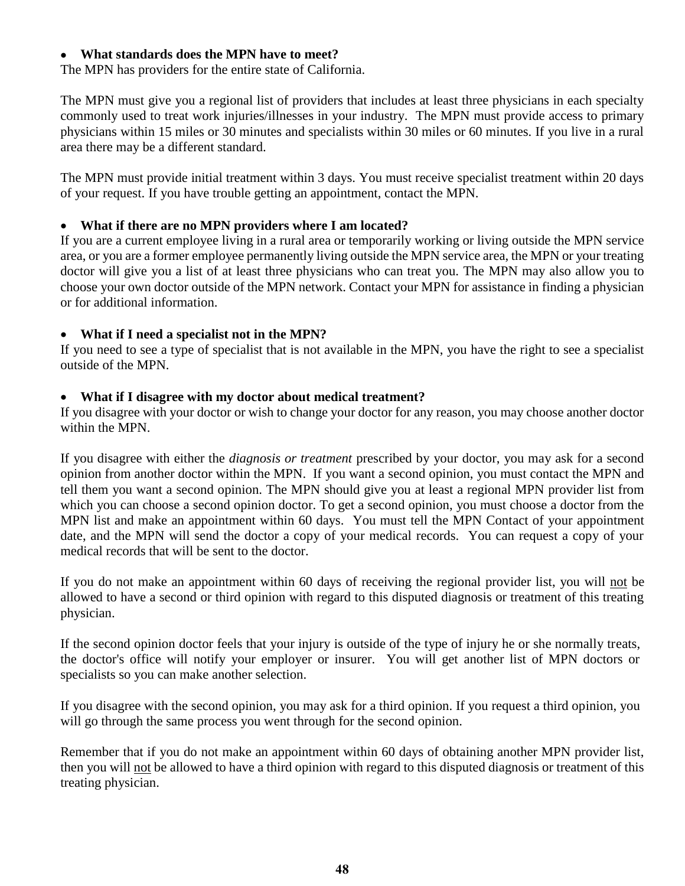- **What standards does the MPN have to meet?**

The MPN has providers for the entire state of California.

The MPN must give you a regional list of providers that includes at least three physicians in each specialty commonly used to treat work injuries/illnesses in your industry. The MPN must provide access to primary physicians within 15 miles or 30 minutes and specialists within 30 miles or 60 minutes. If you live in a rural area there may be a different standard.

The MPN must provide initial treatment within 3 days. You must receive specialist treatment within 20 days of your request. If you have trouble getting an appointment, contact the MPN.

- **What if there are no MPN providers where I am located?**

If you are a current employee living in a rural area or temporarily working or living outside the MPN service area, or you are a former employee permanently living outside the MPN service area, the MPN or your treating doctor will give you a list of at least three physicians who can treat you. The MPN may also allow you to choose your own doctor outside of the MPN network. Contact your MPN for assistance in finding a physician or for additional information.

- **What if I need a specialist not in the MPN?**

If you need to see a type of specialist that is not available in the MPN, you have the right to see a specialist outside of the MPN.

- **What if I disagree with my doctor about medical treatment?**

If you disagree with your doctor or wish to change your doctor for any reason, you may choose another doctor within the MPN.

If you disagree with either the *diagnosis or treatment* prescribed by your doctor, you may ask for a second opinion from another doctor within the MPN. If you want a second opinion, you must contact the MPN and tell them you want a second opinion. The MPN should give you at least a regional MPN provider list from which you can choose a second opinion doctor. To get a second opinion, you must choose a doctor from the MPN list and make an appointment within 60 days. You must tell the MPN Contact of your appointment date, and the MPN will send the doctor a copy of your medical records. You can request a copy of your medical records that will be sent to the doctor.

If you do not make an appointment within 60 days of receiving the regional provider list, you will <u>not</u> be allowed to have a second or third opinion with regard to this disputed diagnosis or treatment of this treating physician.

If the second opinion doctor feels that your injury is outside of the type of injury he or she normally treats, the doctor's office will notify your employer or insurer. You will get another list of MPN doctors or specialists so you can make another selection.

If you disagree with the second opinion, you may ask for a third opinion. If you request a third opinion, you will go through the same process you went through for the second opinion.

Remember that if you do not make an appointment within 60 days of obtaining another MPN provider list, then you will <u>not</u> be allowed to have a third opinion with regard to this disputed diagnosis or treatment of this treating physician.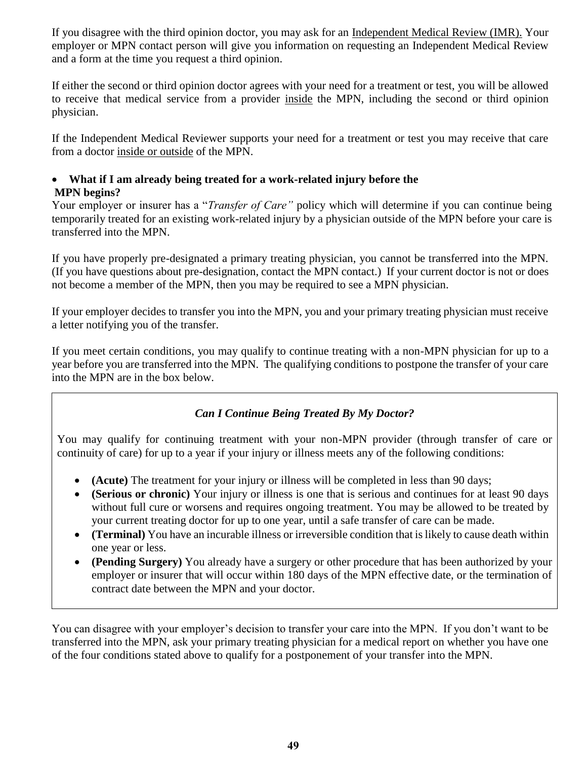If you disagree with the third opinion doctor, you may ask for an Independent Medical Review (IMR). Your employer or MPN contact person will give you information on requesting an Independent Medical Review and a form at the time you request a third opinion.

If either the second or third opinion doctor agrees with your need for a treatment or test, you will be allowed to receive that medical service from a provider inside the MPN, including the second or third opinion physician.

If the Independent Medical Reviewer supports your need for a treatment or test you may receive that care from a doctor inside or outside of the MPN.

- **What if I am already being treated for a work-related injury before the MPN begins?**

Your employer or insurer has a "*Transfer of Care"* policy which will determine if you can continue being temporarily treated for an existing work-related injury by a physician outside of the MPN before your care is transferred into the MPN.

If you have properly pre-designated a primary treating physician, you cannot be transferred into the MPN. (If you have questions about pre-designation, contact the MPN contact.) If your current doctor is not or does not become a member of the MPN, then you may be required to see a MPN physician.

If your employer decides to transfer you into the MPN, you and your primary treating physician must receive a letter notifying you of the transfer.

If you meet certain conditions, you may qualify to continue treating with a non-MPN physician for up to a year before you are transferred into the MPN. The qualifying conditions to postpone the transfer of your care into the MPN are in the box below.

***Can I Continue Being Treated By My Doctor?***

You may qualify for continuing treatment with your non-MPN provider (through transfer of care or continuity of care) for up to a year if your injury or illness meets any of the following conditions:

- **(Acute)** The treatment for your injury or illness will be completed in less than 90 days;
- **(Serious or chronic)** Your injury or illness is one that is serious and continues for at least 90 days without full cure or worsens and requires ongoing treatment. You may be allowed to be treated by your current treating doctor for up to one year, until a safe transfer of care can be made.
- **(Terminal)** You have an incurable illness or irreversible condition that is likely to cause death within one year or less.
- **(Pending Surgery)** You already have a surgery or other procedure that has been authorized by your employer or insurer that will occur within 180 days of the MPN effective date, or the termination of contract date between the MPN and your doctor.

You can disagree with your employer's decision to transfer your care into the MPN. If you don't want to be transferred into the MPN, ask your primary treating physician for a medical report on whether you have one of the four conditions stated above to qualify for a postponement of your transfer into the MPN.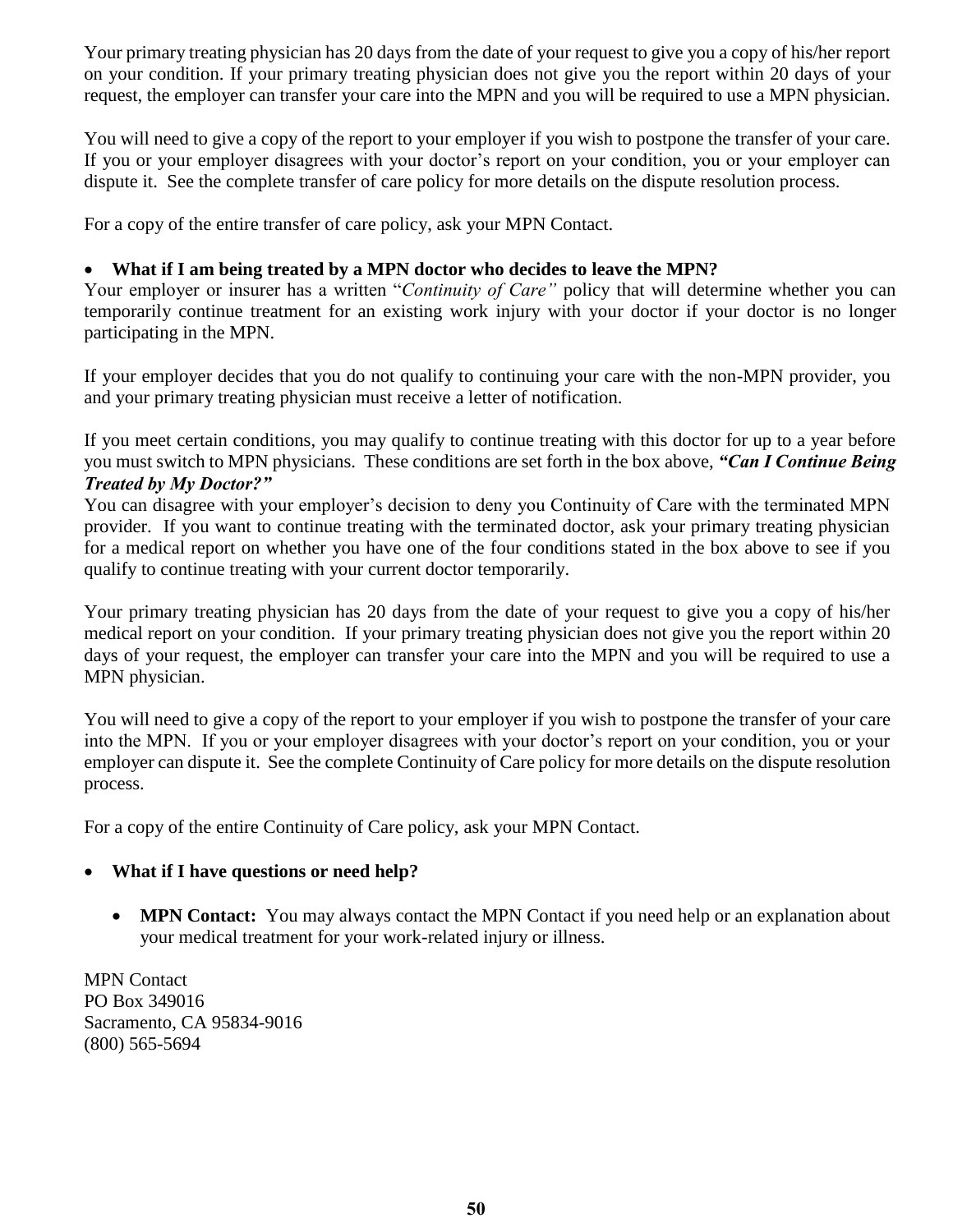Your primary treating physician has 20 days from the date of your request to give you a copy of his/her report on your condition. If your primary treating physician does not give you the report within 20 days of your request, the employer can transfer your care into the MPN and you will be required to use a MPN physician.

You will need to give a copy of the report to your employer if you wish to postpone the transfer of your care. If you or your employer disagrees with your doctor's report on your condition, you or your employer can dispute it. See the complete transfer of care policy for more details on the dispute resolution process.

For a copy of the entire transfer of care policy, ask your MPN Contact.

- **What if I am being treated by a MPN doctor who decides to leave the MPN?**

Your employer or insurer has a written "*Continuity of Care"* policy that will determine whether you can temporarily continue treatment for an existing work injury with your doctor if your doctor is no longer participating in the MPN.

If your employer decides that you do not qualify to continuing your care with the non-MPN provider, you and your primary treating physician must receive a letter of notification.

If you meet certain conditions, you may qualify to continue treating with this doctor for up to a year before you must switch to MPN physicians. These conditions are set forth in the box above, ***"Can I Continue Being Treated by My Doctor?"***

You can disagree with your employer's decision to deny you Continuity of Care with the terminated MPN provider. If you want to continue treating with the terminated doctor, ask your primary treating physician for a medical report on whether you have one of the four conditions stated in the box above to see if you qualify to continue treating with your current doctor temporarily.

Your primary treating physician has 20 days from the date of your request to give you a copy of his/her medical report on your condition. If your primary treating physician does not give you the report within 20 days of your request, the employer can transfer your care into the MPN and you will be required to use a MPN physician.

You will need to give a copy of the report to your employer if you wish to postpone the transfer of your care into the MPN. If you or your employer disagrees with your doctor's report on your condition, you or your employer can dispute it. See the complete Continuity of Care policy for more details on the dispute resolution process.

For a copy of the entire Continuity of Care policy, ask your MPN Contact.

- **What if I have questions or need help?**

  - **MPN Contact:** You may always contact the MPN Contact if you need help or an explanation about your medical treatment for your work-related injury or illness.

MPN Contact
PO Box 349016
Sacramento, CA 95834-9016
(800) 565-5694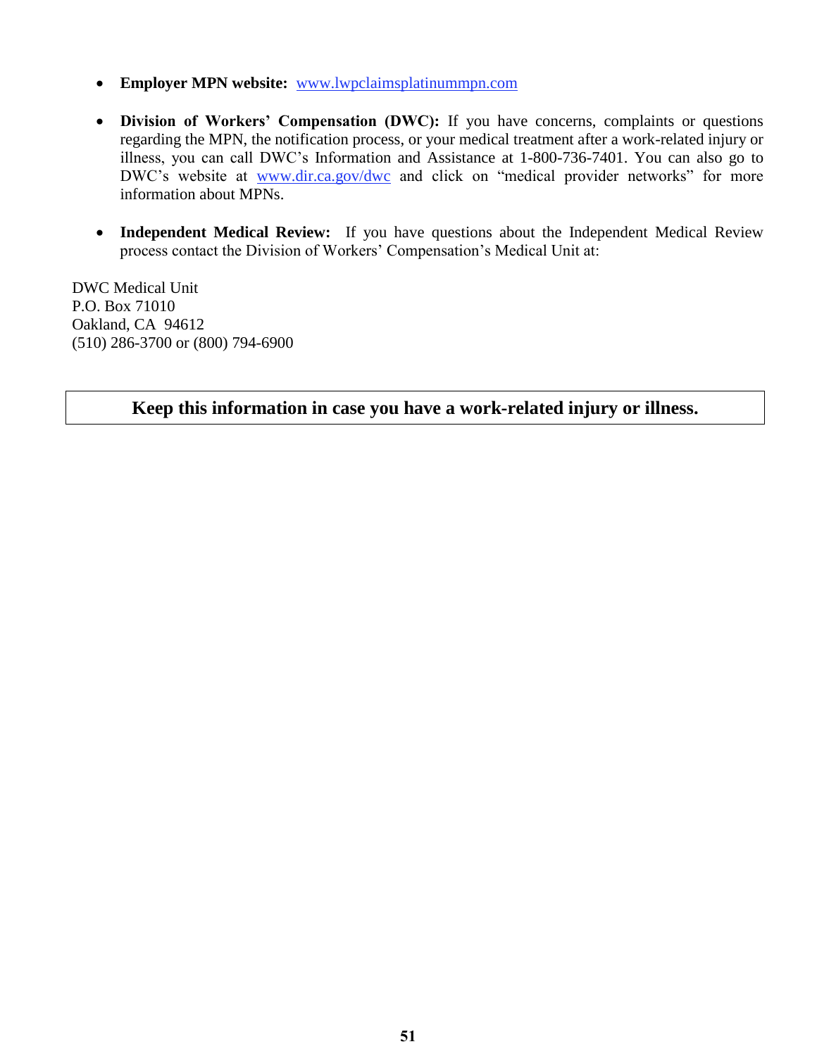- **Employer MPN website:** www.lwpclaimsplatinummpn.com

- **Division of Workers' Compensation (DWC):** If you have concerns, complaints or questions regarding the MPN, the notification process, or your medical treatment after a work-related injury or illness, you can call DWC's Information and Assistance at 1-800-736-7401. You can also go to DWC's website at www.dir.ca.gov/dwc and click on "medical provider networks" for more information about MPNs.

- **Independent Medical Review:** If you have questions about the Independent Medical Review process contact the Division of Workers' Compensation's Medical Unit at:

DWC Medical Unit
P.O. Box 71010
Oakland, CA 94612
(510) 286-3700 or (800) 794-6900

**Keep this information in case you have a work-related injury or illness.**